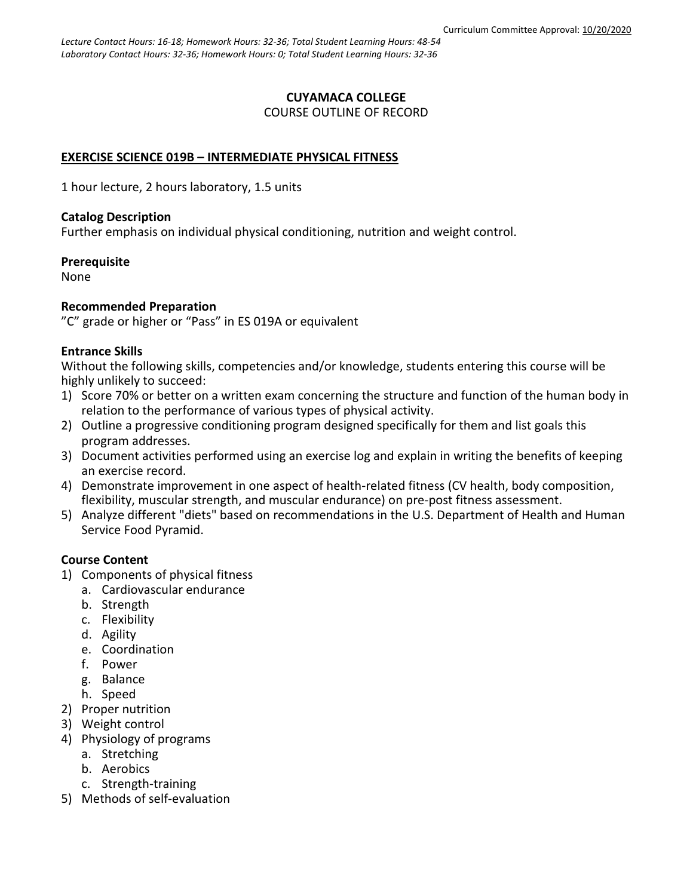Curriculum Committee Approval: 10/20/2020

*Lecture Contact Hours: 16-18; Homework Hours: 32-36; Total Student Learning Hours: 48-54*
*Laboratory Contact Hours: 32-36; Homework Hours: 0; Total Student Learning Hours: 32-36*

**CUYAMACA COLLEGE**
COURSE OUTLINE OF RECORD

## EXERCISE SCIENCE 019B – INTERMEDIATE PHYSICAL FITNESS

1 hour lecture, 2 hours laboratory, 1.5 units

### Catalog Description
Further emphasis on individual physical conditioning, nutrition and weight control.

### Prerequisite
None

### Recommended Preparation
"C" grade or higher or "Pass" in ES 019A or equivalent

### Entrance Skills
Without the following skills, competencies and/or knowledge, students entering this course will be highly unlikely to succeed:

1) Score 70% or better on a written exam concerning the structure and function of the human body in relation to the performance of various types of physical activity.
2) Outline a progressive conditioning program designed specifically for them and list goals this program addresses.
3) Document activities performed using an exercise log and explain in writing the benefits of keeping an exercise record.
4) Demonstrate improvement in one aspect of health-related fitness (CV health, body composition, flexibility, muscular strength, and muscular endurance) on pre-post fitness assessment.
5) Analyze different "diets" based on recommendations in the U.S. Department of Health and Human Service Food Pyramid.

### Course Content
1) Components of physical fitness
   a. Cardiovascular endurance
   b. Strength
   c. Flexibility
   d. Agility
   e. Coordination
   f. Power
   g. Balance
   h. Speed
2) Proper nutrition
3) Weight control
4) Physiology of programs
   a. Stretching
   b. Aerobics
   c. Strength-training
5) Methods of self-evaluation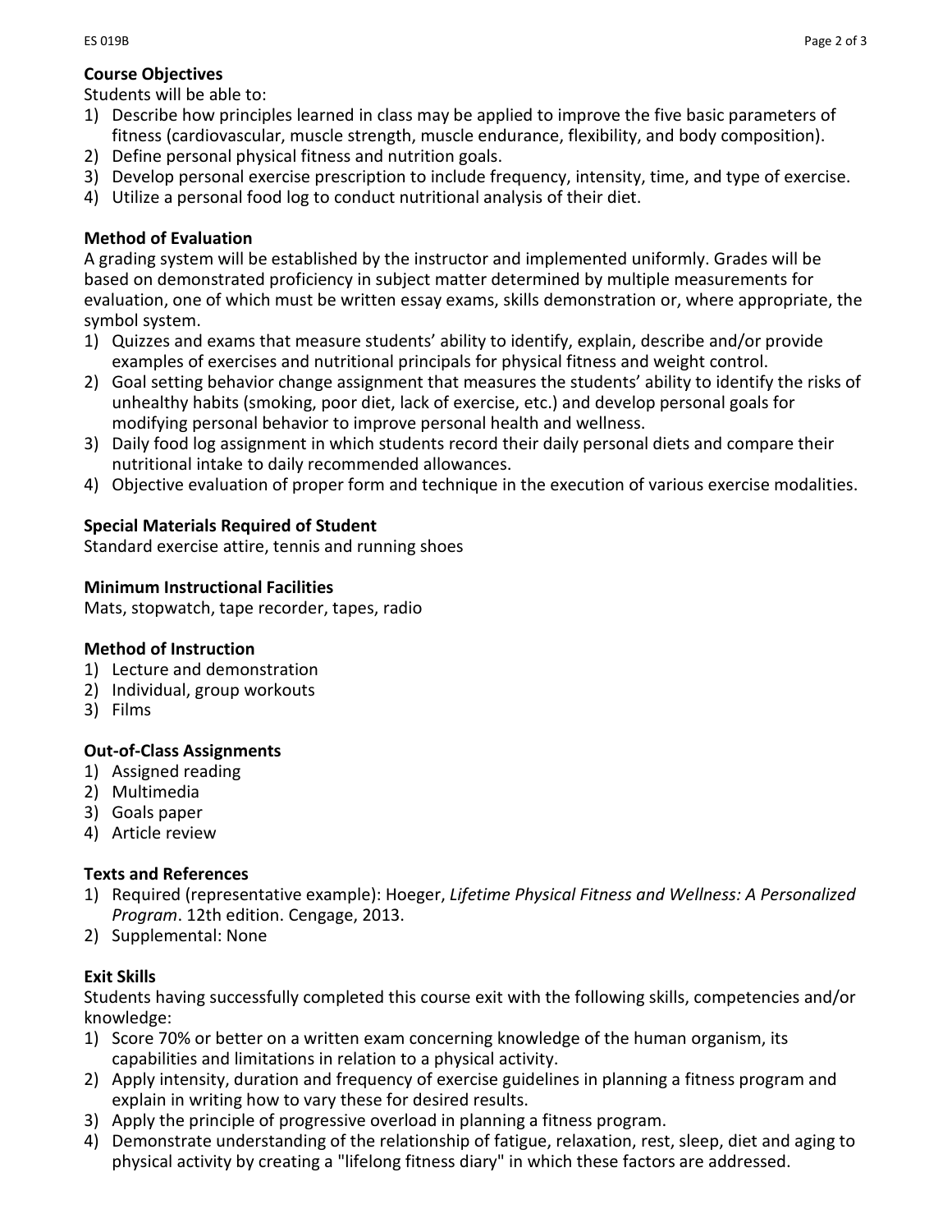## Course Objectives

Students will be able to:

1) Describe how principles learned in class may be applied to improve the five basic parameters of fitness (cardiovascular, muscle strength, muscle endurance, flexibility, and body composition).
2) Define personal physical fitness and nutrition goals.
3) Develop personal exercise prescription to include frequency, intensity, time, and type of exercise.
4) Utilize a personal food log to conduct nutritional analysis of their diet.

## Method of Evaluation

A grading system will be established by the instructor and implemented uniformly. Grades will be based on demonstrated proficiency in subject matter determined by multiple measurements for evaluation, one of which must be written essay exams, skills demonstration or, where appropriate, the symbol system.

1) Quizzes and exams that measure students' ability to identify, explain, describe and/or provide examples of exercises and nutritional principals for physical fitness and weight control.
2) Goal setting behavior change assignment that measures the students' ability to identify the risks of unhealthy habits (smoking, poor diet, lack of exercise, etc.) and develop personal goals for modifying personal behavior to improve personal health and wellness.
3) Daily food log assignment in which students record their daily personal diets and compare their nutritional intake to daily recommended allowances.
4) Objective evaluation of proper form and technique in the execution of various exercise modalities.

## Special Materials Required of Student

Standard exercise attire, tennis and running shoes

## Minimum Instructional Facilities

Mats, stopwatch, tape recorder, tapes, radio

## Method of Instruction

1) Lecture and demonstration
2) Individual, group workouts
3) Films

## Out-of-Class Assignments

1) Assigned reading
2) Multimedia
3) Goals paper
4) Article review

## Texts and References

1) Required (representative example): Hoeger, *Lifetime Physical Fitness and Wellness: A Personalized Program*. 12th edition. Cengage, 2013.
2) Supplemental: None

## Exit Skills

Students having successfully completed this course exit with the following skills, competencies and/or knowledge:

1) Score 70% or better on a written exam concerning knowledge of the human organism, its capabilities and limitations in relation to a physical activity.
2) Apply intensity, duration and frequency of exercise guidelines in planning a fitness program and explain in writing how to vary these for desired results.
3) Apply the principle of progressive overload in planning a fitness program.
4) Demonstrate understanding of the relationship of fatigue, relaxation, rest, sleep, diet and aging to physical activity by creating a "lifelong fitness diary" in which these factors are addressed.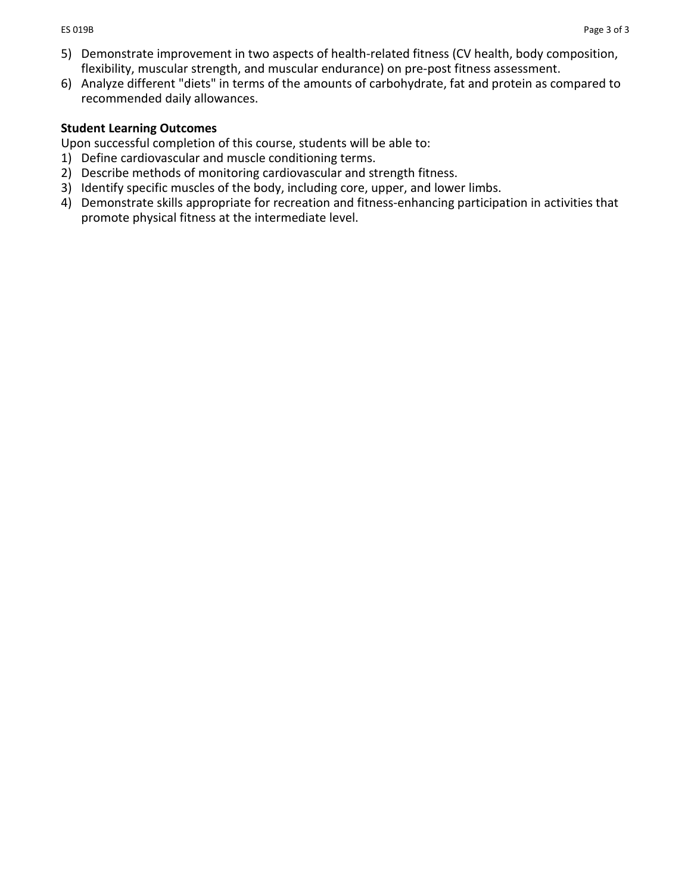5) Demonstrate improvement in two aspects of health-related fitness (CV health, body composition, flexibility, muscular strength, and muscular endurance) on pre-post fitness assessment.
6) Analyze different "diets" in terms of the amounts of carbohydrate, fat and protein as compared to recommended daily allowances.

**Student Learning Outcomes**

Upon successful completion of this course, students will be able to:

1) Define cardiovascular and muscle conditioning terms.
2) Describe methods of monitoring cardiovascular and strength fitness.
3) Identify specific muscles of the body, including core, upper, and lower limbs.
4) Demonstrate skills appropriate for recreation and fitness-enhancing participation in activities that promote physical fitness at the intermediate level.